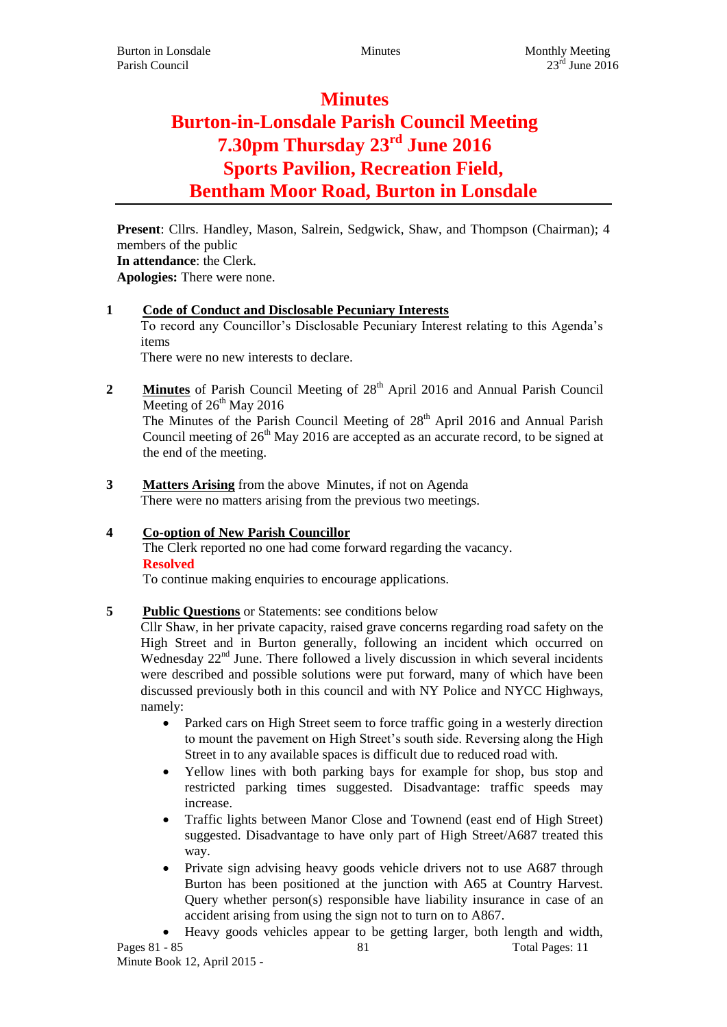# Minutes
# Burton-in-Lonsdale Parish Council Meeting
# 7.30pm Thursday 23rd June 2016
# Sports Pavilion, Recreation Field,
# Bentham Moor Road, Burton in Lonsdale

**Present**: Cllrs. Handley, Mason, Salrein, Sedgwick, Shaw, and Thompson (Chairman); 4 members of the public
**In attendance**: the Clerk.
**Apologies:** There were none.

**1 Code of Conduct and Disclosable Pecuniary Interests**

To record any Councillor's Disclosable Pecuniary Interest relating to this Agenda's items

There were no new interests to declare.

**2 Minutes** of Parish Council Meeting of 28th April 2016 and Annual Parish Council Meeting of 26th May 2016

The Minutes of the Parish Council Meeting of 28th April 2016 and Annual Parish Council meeting of 26th May 2016 are accepted as an accurate record, to be signed at the end of the meeting.

**3 Matters Arising** from the above Minutes, if not on Agenda

There were no matters arising from the previous two meetings.

**4 Co-option of New Parish Councillor**

The Clerk reported no one had come forward regarding the vacancy.

**Resolved**

To continue making enquiries to encourage applications.

**5 Public Questions** or Statements: see conditions below

Cllr Shaw, in her private capacity, raised grave concerns regarding road safety on the High Street and in Burton generally, following an incident which occurred on Wednesday 22nd June. There followed a lively discussion in which several incidents were described and possible solutions were put forward, many of which have been discussed previously both in this council and with NY Police and NYCC Highways, namely:

- Parked cars on High Street seem to force traffic going in a westerly direction to mount the pavement on High Street's south side. Reversing along the High Street in to any available spaces is difficult due to reduced road with.
- Yellow lines with both parking bays for example for shop, bus stop and restricted parking times suggested. Disadvantage: traffic speeds may increase.
- Traffic lights between Manor Close and Townend (east end of High Street) suggested. Disadvantage to have only part of High Street/A687 treated this way.
- Private sign advising heavy goods vehicle drivers not to use A687 through Burton has been positioned at the junction with A65 at Country Harvest. Query whether person(s) responsible have liability insurance in case of an accident arising from using the sign not to turn on to A867.
- Heavy goods vehicles appear to be getting larger, both length and width,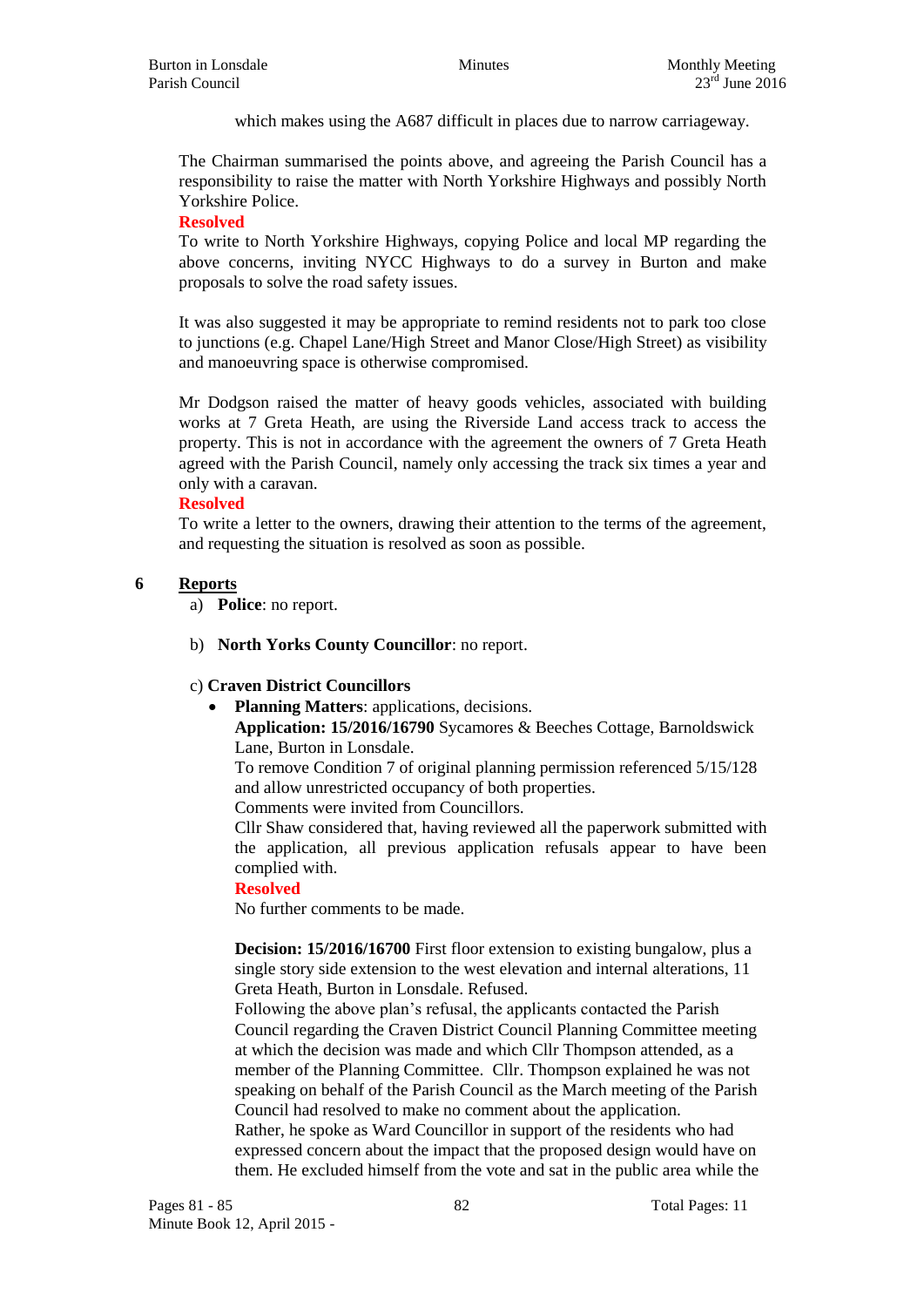which makes using the A687 difficult in places due to narrow carriageway.

The Chairman summarised the points above, and agreeing the Parish Council has a responsibility to raise the matter with North Yorkshire Highways and possibly North Yorkshire Police.

**Resolved**

To write to North Yorkshire Highways, copying Police and local MP regarding the above concerns, inviting NYCC Highways to do a survey in Burton and make proposals to solve the road safety issues.

It was also suggested it may be appropriate to remind residents not to park too close to junctions (e.g. Chapel Lane/High Street and Manor Close/High Street) as visibility and manoeuvring space is otherwise compromised.

Mr Dodgson raised the matter of heavy goods vehicles, associated with building works at 7 Greta Heath, are using the Riverside Land access track to access the property. This is not in accordance with the agreement the owners of 7 Greta Heath agreed with the Parish Council, namely only accessing the track six times a year and only with a caravan.

**Resolved**

To write a letter to the owners, drawing their attention to the terms of the agreement, and requesting the situation is resolved as soon as possible.

## 6 Reports

a) **Police**: no report.

b) **North Yorks County Councillor**: no report.

c) **Craven District Councillors**

- **Planning Matters**: applications, decisions.

  **Application: 15/2016/16790** Sycamores & Beeches Cottage, Barnoldswick Lane, Burton in Lonsdale.
  To remove Condition 7 of original planning permission referenced 5/15/128 and allow unrestricted occupancy of both properties.
  Comments were invited from Councillors.
  Cllr Shaw considered that, having reviewed all the paperwork submitted with the application, all previous application refusals appear to have been complied with.

  **Resolved**

  No further comments to be made.

  **Decision: 15/2016/16700** First floor extension to existing bungalow, plus a single story side extension to the west elevation and internal alterations, 11 Greta Heath, Burton in Lonsdale. Refused.
  Following the above plan's refusal, the applicants contacted the Parish Council regarding the Craven District Council Planning Committee meeting at which the decision was made and which Cllr Thompson attended, as a member of the Planning Committee. Cllr. Thompson explained he was not speaking on behalf of the Parish Council as the March meeting of the Parish Council had resolved to make no comment about the application.
  Rather, he spoke as Ward Councillor in support of the residents who had expressed concern about the impact that the proposed design would have on them. He excluded himself from the vote and sat in the public area while the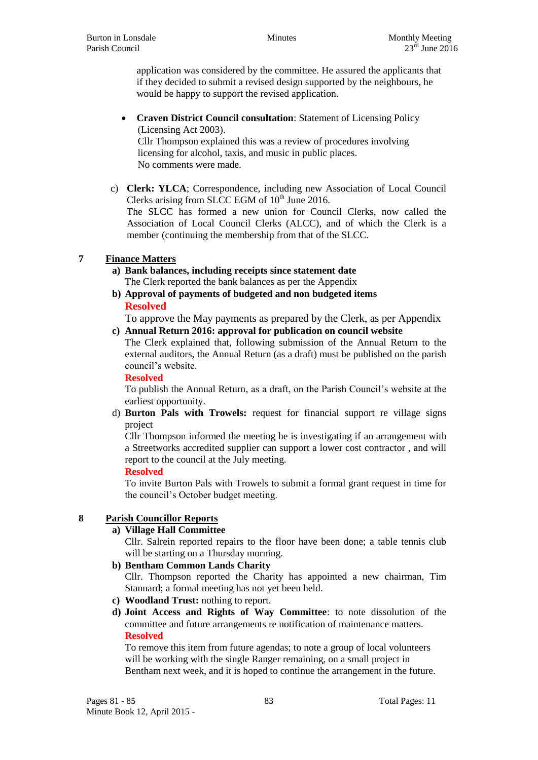application was considered by the committee. He assured the applicants that if they decided to submit a revised design supported by the neighbours, he would be happy to support the revised application.

- **Craven District Council consultation**: Statement of Licensing Policy (Licensing Act 2003).
  Cllr Thompson explained this was a review of procedures involving licensing for alcohol, taxis, and music in public places.
  No comments were made.

c) **Clerk: YLCA**; Correspondence, including new Association of Local Council Clerks arising from SLCC EGM of 10th June 2016.
The SLCC has formed a new union for Council Clerks, now called the Association of Local Council Clerks (ALCC), and of which the Clerk is a member (continuing the membership from that of the SLCC.

## 7 Finance Matters

**a) Bank balances, including receipts since statement date**
The Clerk reported the bank balances as per the Appendix

**b) Approval of payments of budgeted and non budgeted items**
**Resolved**
To approve the May payments as prepared by the Clerk, as per Appendix

**c) Annual Return 2016: approval for publication on council website**
The Clerk explained that, following submission of the Annual Return to the external auditors, the Annual Return (as a draft) must be published on the parish council's website.
**Resolved**
To publish the Annual Return, as a draft, on the Parish Council's website at the earliest opportunity.

d) **Burton Pals with Trowels:** request for financial support re village signs project
Cllr Thompson informed the meeting he is investigating if an arrangement with a Streetworks accredited supplier can support a lower cost contractor , and will report to the council at the July meeting.
**Resolved**
To invite Burton Pals with Trowels to submit a formal grant request in time for the council's October budget meeting.

## 8 Parish Councillor Reports

**a) Village Hall Committee**
Cllr. Salrein reported repairs to the floor have been done; a table tennis club will be starting on a Thursday morning.

**b) Bentham Common Lands Charity**
Cllr. Thompson reported the Charity has appointed a new chairman, Tim Stannard; a formal meeting has not yet been held.

**c) Woodland Trust:** nothing to report.

**d) Joint Access and Rights of Way Committee**: to note dissolution of the committee and future arrangements re notification of maintenance matters.
**Resolved**
To remove this item from future agendas; to note a group of local volunteers will be working with the single Ranger remaining, on a small project in Bentham next week, and it is hoped to continue the arrangement in the future.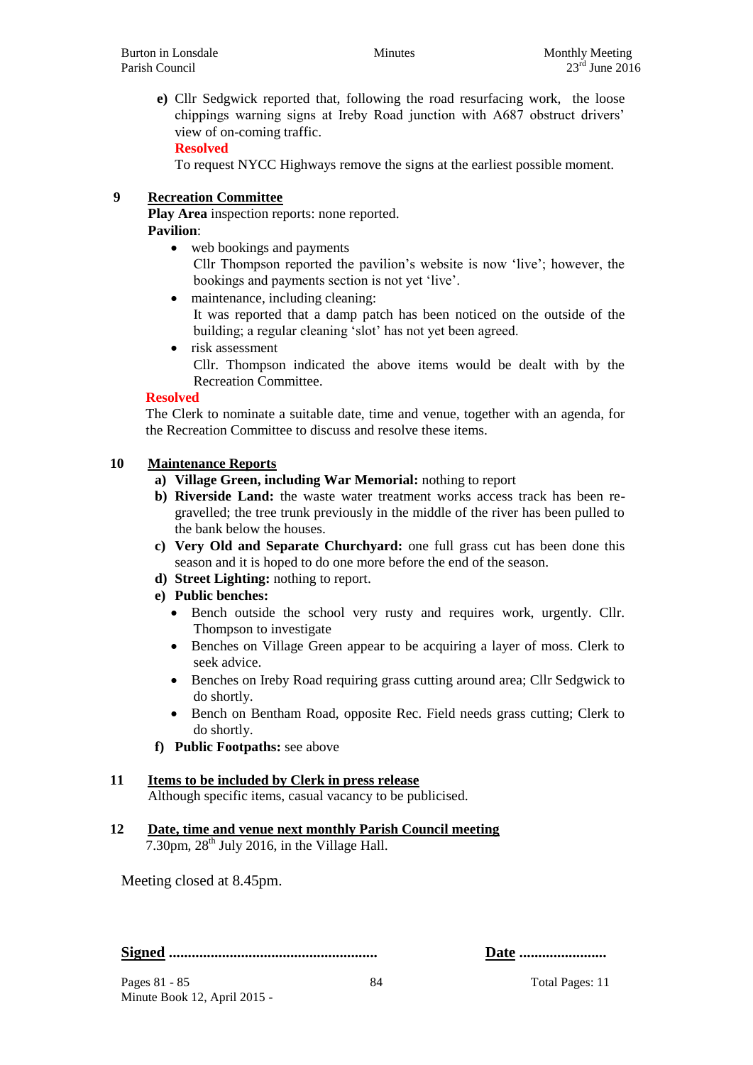e) Cllr Sedgwick reported that, following the road resurfacing work, the loose chippings warning signs at Ireby Road junction with A687 obstruct drivers' view of on-coming traffic.
**Resolved**
To request NYCC Highways remove the signs at the earliest possible moment.

## 9 Recreation Committee

**Play Area** inspection reports: none reported.
**Pavilion**:

- web bookings and payments
  Cllr Thompson reported the pavilion's website is now 'live'; however, the bookings and payments section is not yet 'live'.
- maintenance, including cleaning:
  It was reported that a damp patch has been noticed on the outside of the building; a regular cleaning 'slot' has not yet been agreed.
- risk assessment
  Cllr. Thompson indicated the above items would be dealt with by the Recreation Committee.

**Resolved**
The Clerk to nominate a suitable date, time and venue, together with an agenda, for the Recreation Committee to discuss and resolve these items.

## 10 Maintenance Reports

a) **Village Green, including War Memorial:** nothing to report
b) **Riverside Land:** the waste water treatment works access track has been re-gravelled; the tree trunk previously in the middle of the river has been pulled to the bank below the houses.
c) **Very Old and Separate Churchyard:** one full grass cut has been done this season and it is hoped to do one more before the end of the season.
d) **Street Lighting:** nothing to report.
e) **Public benches:**
- Bench outside the school very rusty and requires work, urgently. Cllr. Thompson to investigate
- Benches on Village Green appear to be acquiring a layer of moss. Clerk to seek advice.
- Benches on Ireby Road requiring grass cutting around area; Cllr Sedgwick to do shortly.
- Bench on Bentham Road, opposite Rec. Field needs grass cutting; Clerk to do shortly.

f) **Public Footpaths:** see above

## 11 Items to be included by Clerk in press release

Although specific items, casual vacancy to be publicised.

## 12 Date, time and venue next monthly Parish Council meeting

7.30pm, 28th July 2016, in the Village Hall.

Meeting closed at 8.45pm.

**Signed** ......................................................  **Date** .......................

Pages 81 - 85
Minute Book 12, April 2015 -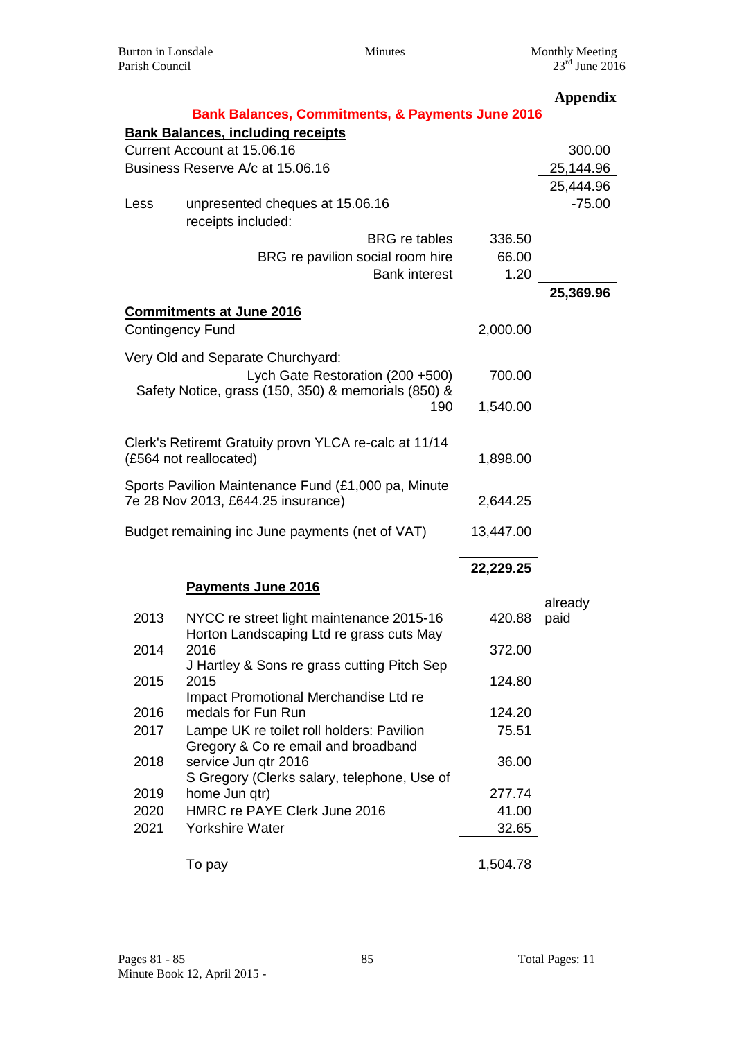**Appendix**

## Bank Balances, Commitments, & Payments June 2016

**Bank Balances, including receipts**

| | | | |
|---|---|---|---|
| Current Account at 15.06.16 | | | 300.00 |
| Business Reserve A/c at 15.06.16 | | | 25,144.96 |
| | | | 25,444.96 |
| Less | unpresented cheques at 15.06.16 | | -75.00 |
| | receipts included: | | |
| | BRG re tables | 336.50 | |
| | BRG re pavilion social room hire | 66.00 | |
| | Bank interest | 1.20 | |
| | | | **25,369.96** |

**Commitments at June 2016**

| | | |
|---|---|---|
| Contingency Fund | 2,000.00 | |
| Very Old and Separate Churchyard: | | |
| Lych Gate Restoration (200 +500) | 700.00 | |
| Safety Notice, grass (150, 350) & memorials (850) & 190 | 1,540.00 | |
| Clerk's Retiremt Gratuity provn YLCA re-calc at 11/14 (£564 not reallocated) | 1,898.00 | |
| Sports Pavilion Maintenance Fund (£1,000 pa, Minute 7e 28 Nov 2013, £644.25 insurance) | 2,644.25 | |
| Budget remaining inc June payments (net of VAT) | 13,447.00 | |
| | **22,229.25** | |

**Payments June 2016**

| | | | |
|---|---|---|---|
| 2013 | NYCC re street light maintenance 2015-16 | 420.88 | already paid |
| 2014 | Horton Landscaping Ltd re grass cuts May 2016 | 372.00 | |
| 2015 | J Hartley & Sons re grass cutting Pitch Sep 2015 | 124.80 | |
| 2016 | Impact Promotional Merchandise Ltd re medals for Fun Run | 124.20 | |
| 2017 | Lampe UK re toilet roll holders: Pavilion | 75.51 | |
| 2018 | Gregory & Co re email and broadband service Jun qtr 2016 | 36.00 | |
| 2019 | S Gregory (Clerks salary, telephone, Use of home Jun qtr) | 277.74 | |
| 2020 | HMRC re PAYE Clerk June 2016 | 41.00 | |
| 2021 | Yorkshire Water | 32.65 | |
| | To pay | 1,504.78 | |